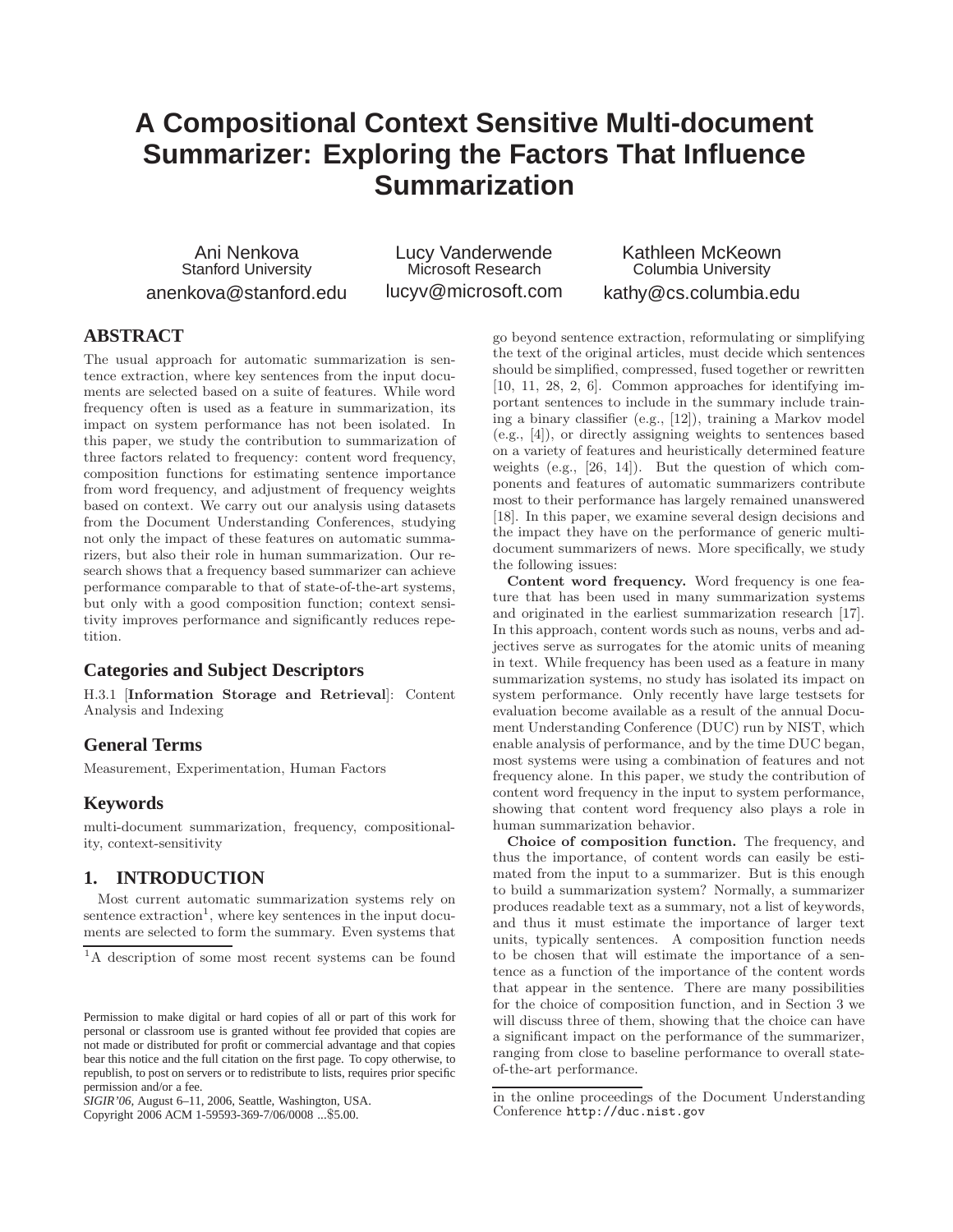# A Compositional Context Sensitive Multi-document Summarizer: Exploring the Factors That Influence Summarization

Ani Nenkova
Stanford University
anenkova@stanford.edu

Lucy Vanderwende
Microsoft Research
lucyv@microsoft.com

Kathleen McKeown
Columbia University
kathy@cs.columbia.edu

## ABSTRACT

The usual approach for automatic summarization is sentence extraction, where key sentences from the input documents are selected based on a suite of features. While word frequency often is used as a feature in summarization, its impact on system performance has not been isolated. In this paper, we study the contribution to summarization of three factors related to frequency: content word frequency, composition functions for estimating sentence importance from word frequency, and adjustment of frequency weights based on context. We carry out our analysis using datasets from the Document Understanding Conferences, studying not only the impact of these features on automatic summarizers, but also their role in human summarization. Our research shows that a frequency based summarizer can achieve performance comparable to that of state-of-the-art systems, but only with a good composition function; context sensitivity improves performance and significantly reduces repetition.

## Categories and Subject Descriptors

H.3.1 [**Information Storage and Retrieval**]: Content Analysis and Indexing

## General Terms

Measurement, Experimentation, Human Factors

## Keywords

multi-document summarization, frequency, compositionality, context-sensitivity

## 1. INTRODUCTION

Most current automatic summarization systems rely on sentence extraction[1], where key sentences in the input documents are selected to form the summary. Even systems that go beyond sentence extraction, reformulating or simplifying the text of the original articles, must decide which sentences should be simplified, compressed, fused together or rewritten [10, 11, 28, 2, 6]. Common approaches for identifying important sentences to include in the summary include training a binary classifier (e.g., [12]), training a Markov model (e.g., [4]), or directly assigning weights to sentences based on a variety of features and heuristically determined feature weights (e.g., [26, 14]). But the question of which components and features of automatic summarizers contribute most to their performance has largely remained unanswered [18]. In this paper, we examine several design decisions and the impact they have on the performance of generic multi-document summarizers of news. More specifically, we study the following issues:

**Content word frequency.** Word frequency is one feature that has been used in many summarization systems and originated in the earliest summarization research [17]. In this approach, content words such as nouns, verbs and adjectives serve as surrogates for the atomic units of meaning in text. While frequency has been used as a feature in many summarization systems, no study has isolated its impact on system performance. Only recently have large testsets for evaluation become available as a result of the annual Document Understanding Conference (DUC) run by NIST, which enable analysis of performance, and by the time DUC began, most systems were using a combination of features and not frequency alone. In this paper, we study the contribution of content word frequency in the input to system performance, showing that content word frequency also plays a role in human summarization behavior.

**Choice of composition function.** The frequency, and thus the importance, of content words can easily be estimated from the input to a summarizer. But is this enough to build a summarization system? Normally, a summarizer produces readable text as a summary, not a list of keywords, and thus it must estimate the importance of larger text units, typically sentences. A composition function needs to be chosen that will estimate the importance of a sentence as a function of the importance of the content words that appear in the sentence. There are many possibilities for the choice of composition function, and in Section 3 we will discuss three of them, showing that the choice can have a significant impact on the performance of the summarizer, ranging from close to baseline performance to overall state-of-the-art performance.

[1]A description of some most recent systems can be found in the online proceedings of the Document Understanding Conference `http://duc.nist.gov`

Permission to make digital or hard copies of all or part of this work for personal or classroom use is granted without fee provided that copies are not made or distributed for profit or commercial advantage and that copies bear this notice and the full citation on the first page. To copy otherwise, to republish, to post on servers or to redistribute to lists, requires prior specific permission and/or a fee.
*SIGIR'06,* August 6–11, 2006, Seattle, Washington, USA.
Copyright 2006 ACM 1-59593-369-7/06/0008 ...$5.00.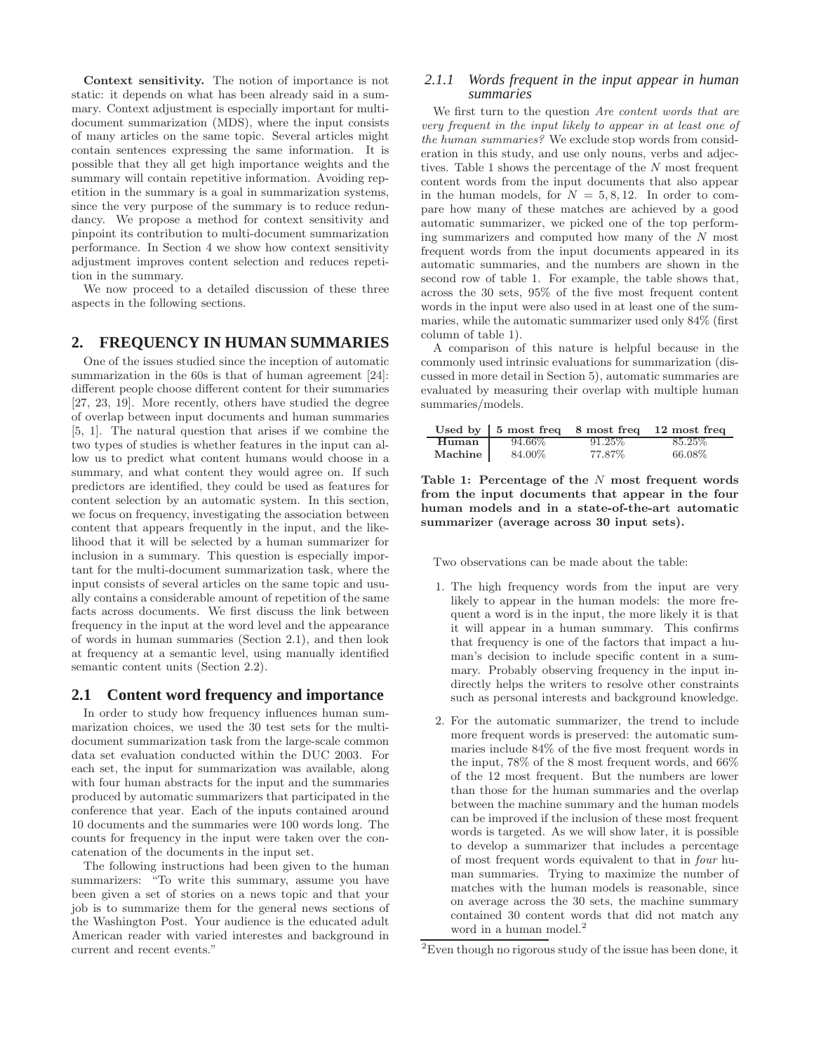**Context sensitivity.** The notion of importance is not static: it depends on what has been already said in a summary. Context adjustment is especially important for multi-document summarization (MDS), where the input consists of many articles on the same topic. Several articles might contain sentences expressing the same information. It is possible that they all get high importance weights and the summary will contain repetitive information. Avoiding repetition in the summary is a goal in summarization systems, since the very purpose of the summary is to reduce redundancy. We propose a method for context sensitivity and pinpoint its contribution to multi-document summarization performance. In Section 4 we show how context sensitivity adjustment improves content selection and reduces repetition in the summary.

We now proceed to a detailed discussion of these three aspects in the following sections.

## 2. FREQUENCY IN HUMAN SUMMARIES

One of the issues studied since the inception of automatic summarization in the 60s is that of human agreement [24]: different people choose different content for their summaries [27, 23, 19]. More recently, others have studied the degree of overlap between input documents and human summaries [5, 1]. The natural question that arises if we combine the two types of studies is whether features in the input can allow us to predict what content humans would choose in a summary, and what content they would agree on. If such predictors are identified, they could be used as features for content selection by an automatic system. In this section, we focus on frequency, investigating the association between content that appears frequently in the input, and the likelihood that it will be selected by a human summarizer for inclusion in a summary. This question is especially important for the multi-document summarization task, where the input consists of several articles on the same topic and usually contains a considerable amount of repetition of the same facts across documents. We first discuss the link between frequency in the input at the word level and the appearance of words in human summaries (Section 2.1), and then look at frequency at a semantic level, using manually identified semantic content units (Section 2.2).

### 2.1 Content word frequency and importance

In order to study how frequency influences human summarization choices, we used the 30 test sets for the multi-document summarization task from the large-scale common data set evaluation conducted within the DUC 2003. For each set, the input for summarization was available, along with four human abstracts for the input and the summaries produced by automatic summarizers that participated in the conference that year. Each of the inputs contained around 10 documents and the summaries were 100 words long. The counts for frequency in the input were taken over the concatenation of the documents in the input set.

The following instructions had been given to the human summarizers: "To write this summary, assume you have been given a set of stories on a news topic and that your job is to summarize them for the general news sections of the Washington Post. Your audience is the educated adult American reader with varied interestes and background in current and recent events."

#### 2.1.1 *Words frequent in the input appear in human summaries*

We first turn to the question *Are content words that are very frequent in the input likely to appear in at least one of the human summaries?* We exclude stop words from consideration in this study, and use only nouns, verbs and adjectives. Table 1 shows the percentage of the $N$ most frequent content words from the input documents that also appear in the human models, for $N = 5, 8, 12$. In order to compare how many of these matches are achieved by a good automatic summarizer, we picked one of the top performing summarizers and computed how many of the $N$ most frequent words from the input documents appeared in its automatic summaries, and the numbers are shown in the second row of table 1. For example, the table shows that, across the 30 sets, 95% of the five most frequent content words in the input were also used in at least one of the summaries, while the automatic summarizer used only 84% (first column of table 1).

A comparison of this nature is helpful because in the commonly used intrinsic evaluations for summarization (discussed in more detail in Section 5), automatic summaries are evaluated by measuring their overlap with multiple human summaries/models.

| Used by | 5 most freq | 8 most freq | 12 most freq |
|---|---|---|---|
| Human | 94.66% | 91.25% | 85.25% |
| Machine | 84.00% | 77.87% | 66.08% |

**Table 1: Percentage of the $N$ most frequent words from the input documents that appear in the four human models and in a state-of-the-art automatic summarizer (average across 30 input sets).**

Two observations can be made about the table:

1. The high frequency words from the input are very likely to appear in the human models: the more frequent a word is in the input, the more likely it is that it will appear in a human summary. This confirms that frequency is one of the factors that impact a human's decision to include specific content in a summary. Probably observing frequency in the input indirectly helps the writers to resolve other constraints such as personal interests and background knowledge.

2. For the automatic summarizer, the trend to include more frequent words is preserved: the automatic summaries include 84% of the five most frequent words in the input, 78% of the 8 most frequent words, and 66% of the 12 most frequent. But the numbers are lower than those for the human summaries and the overlap between the machine summary and the human models can be improved if the inclusion of these most frequent words is targeted. As we will show later, it is possible to develop a summarizer that includes a percentage of most frequent words equivalent to that in *four* human summaries. Trying to maximize the number of matches with the human models is reasonable, since on average across the 30 sets, the machine summary contained 30 content words that did not match any word in a human model.[2]

[2] Even though no rigorous study of the issue has been done, it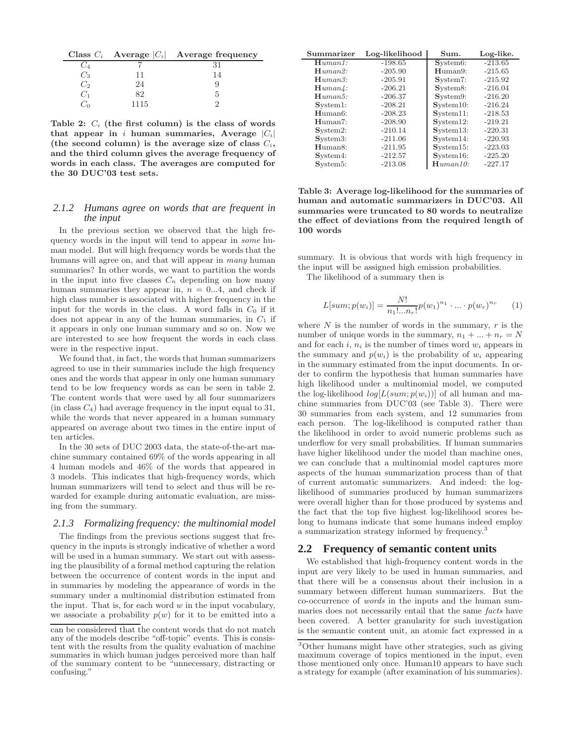| Class $C_i$ | Average $\|C_i\|$ | Average frequency |
|---|---|---|
| $C_4$ | 7 | 31 |
| $C_3$ | 11 | 14 |
| $C_2$ | 24 | 9 |
| $C_1$ | 82 | 5 |
| $C_0$ | 1115 | 2 |

**Table 2: $C_i$ (the first column) is the class of words that appear in $i$ human summaries, Average $|C_i|$ (the second column) is the average size of class $C_i$, and the third column gives the average frequency of words in each class. The averages are computed for the 30 DUC'03 test sets.**

### 2.1.2 *Humans agree on words that are frequent in the input*

In the previous section we observed that the high frequency words in the input will tend to appear in *some* human model. But will high frequency words be words that the humans will agree on, and that will appear in *many* human summaries? In other words, we want to partition the words in the input into five classes $C_n$ depending on how many human summaries they appear in, $n = 0...4$, and check if high class number is associated with higher frequency in the input for the words in the class. A word falls in $C_0$ if it does not appear in any of the human summaries, in $C_1$ if it appears in only one human summary and so on. Now we are interested to see how frequent the words in each class were in the respective input.

We found that, in fact, the words that human summarizers agreed to use in their summaries include the high frequency ones and the words that appear in only one human summary tend to be low frequency words as can be seen in table 2. The content words that were used by all four summarizers (in class $C_4$) had average frequency in the input equal to 31, while the words that never appeared in a human summary appeared on average about two times in the entire input of ten articles.

In the 30 sets of DUC 2003 data, the state-of-the-art machine summary contained 69% of the words appearing in all 4 human models and 46% of the words that appeared in 3 models. This indicates that high-frequency words, which human summarizers will tend to select and thus will be rewarded for example during automatic evaluation, are missing from the summary.

### 2.1.3 *Formalizing frequency: the multinomial model*

The findings from the previous sections suggest that frequency in the inputs is strongly indicative of whether a word will be used in a human summary. We start out with assessing the plausibility of a formal method capturing the relation between the occurrence of content words in the input and in summaries by modeling the appearance of words in the summary under a multinomial distribution estimated from the input. That is, for each word $w$ in the input vocabulary, we associate a probability $p(w)$ for it to be emitted into a summary. It is obvious that words with high frequency in the input will be assigned high emission probabilities.

The likelihood of a summary then is

$$L[sum; p(w_i)] = \frac{N!}{n_1!...n_r!} p(w_1)^{n_1} \cdot ... \cdot p(w_r)^{n_r} \quad (1)$$

where $N$ is the number of words in the summary, $r$ is the number of unique words in the summary, $n_1 + ... + n_r = N$ and for each $i$, $n_i$ is the number of times word $w_i$ appears in the summary and $p(w_i)$ is the probability of $w_i$ appearing in the summary estimated from the input documents. In order to confirm the hypothesis that human summaries have high likelihood under a multinomial model, we computed the log-likelihood $log[L(sum; p(w_i))]$ of all human and machine summaries from DUC'03 (see Table 3). There were 30 summaries from each system, and 12 summaries from each person. The log-likelihood is computed rather than the likelihood in order to avoid numeric problems such as underflow for very small probabilities. If human summaries have higher likelihood under the model than machine ones, we can conclude that a multinomial model captures more aspects of the human summarization process than of that of current automatic summarizers. And indeed: the log-likelihood of summaries produced by human summarizers were overall higher than for those produced by systems and the fact that the top five highest log-likelihood scores belong to humans indicate that some humans indeed employ a summarization strategy informed by frequency.[3]

| Summarizer | Log-likelihood | Sum. | Log-like. |
|---|---|---|---|
| **H***uman1:* | -198.65 | **S**ystem6: | -213.65 |
| **H***uman2:* | -205.90 | **H**uman9: | -215.65 |
| **H***uman3:* | -205.91 | **S**ystem7: | -215.92 |
| **H***uman4:* | -206.21 | **S**ystem8: | -216.04 |
| **H***uman5:* | -206.37 | **S**ystem9: | -216.20 |
| **S**ystem1: | -208.21 | **S**ystem10: | -216.24 |
| **H**uman6: | -208.23 | **S**ystem11: | -218.53 |
| **H**uman7: | -208.90 | **S**ystem12: | -219.21 |
| **S**ystem2: | -210.14 | **S**ystem13: | -220.31 |
| **S**ystem3: | -211.06 | **S**ystem14: | -220.93 |
| **H**uman8: | -211.95 | **S**ystem15: | -223.03 |
| **S**ystem4: | -212.57 | **S**ystem16: | -225.20 |
| **S**ystem5: | -213.08 | **H***uman10:* | -227.17 |

**Table 3: Average log-likelihood for the summaries of human and automatic summarizers in DUC'03. All summaries were truncated to 80 words to neutralize the effect of deviations from the required length of 100 words**

## 2.2 Frequency of semantic content units

We established that high-frequency content words in the input are very likely to be used in human summaries, and that there will be a consensus about their inclusion in a summary between different human summarizers. But the co-occurrence of *words* in the inputs and the human summaries does not necessarily entail that the same *facts* have been covered. A better granularity for such investigation is the semantic content unit, an atomic fact expressed in a

---

can be considered that the content words that do not match any of the models describe "off-topic" events. This is consistent with the results from the quality evaluation of machine summaries in which human judges perceived more than half of the summary content to be "unnecessary, distracting or confusing."

[3]Other humans might have other strategies, such as giving maximum coverage of topics mentioned in the input, even those mentioned only once. Human10 appears to have such a strategy for example (after examination of his summaries).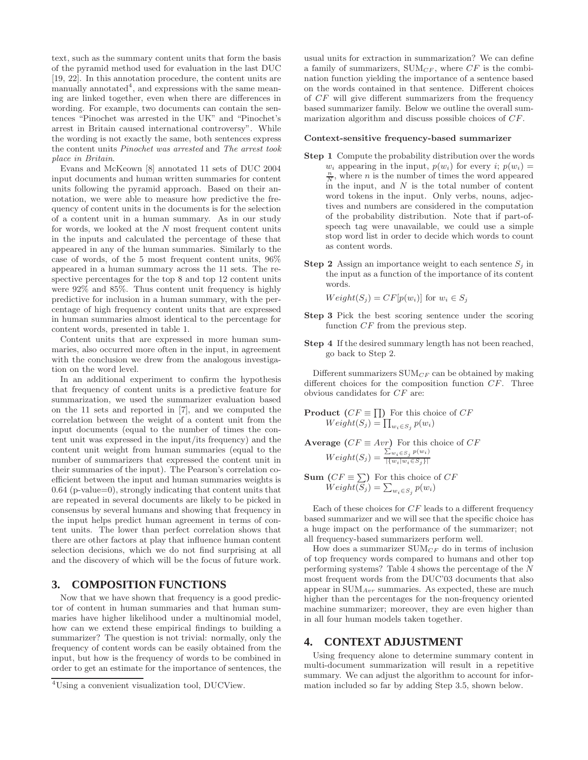text, such as the summary content units that form the basis of the pyramid method used for evaluation in the last DUC [19, 22]. In this annotation procedure, the content units are manually annotated[4], and expressions with the same meaning are linked together, even when there are differences in wording. For example, two documents can contain the sentences "Pinochet was arrested in the UK" and "Pinochet's arrest in Britain caused international controversy". While the wording is not exactly the same, both sentences express the content units *Pinochet was arrested* and *The arrest took place in Britain*.

Evans and McKeown [8] annotated 11 sets of DUC 2004 input documents and human written summaries for content units following the pyramid approach. Based on their annotation, we were able to measure how predictive the frequency of content units in the documents is for the selection of a content unit in a human summary. As in our study for words, we looked at the $N$ most frequent content units in the inputs and calculated the percentage of these that appeared in any of the human summaries. Similarly to the case of words, of the 5 most frequent content units, 96% appeared in a human summary across the 11 sets. The respective percentages for the top 8 and top 12 content units were 92% and 85%. Thus content unit frequency is highly predictive for inclusion in a human summary, with the percentage of high frequency content units that are expressed in human summaries almost identical to the percentage for content words, presented in table 1.

Content units that are expressed in more human summaries, also occurred more often in the input, in agreement with the conclusion we drew from the analogous investigation on the word level.

In an additional experiment to confirm the hypothesis that frequency of content units is a predictive feature for summarization, we used the summarizer evaluation based on the 11 sets and reported in [7], and we computed the correlation between the weight of a content unit from the input documents (equal to the number of times the content unit was expressed in the input/its frequency) and the content unit weight from human summaries (equal to the number of summarizers that expressed the content unit in their summaries of the input). The Pearson's correlation coefficient between the input and human summaries weights is 0.64 (p-value=0), strongly indicating that content units that are repeated in several documents are likely to be picked in consensus by several humans and showing that frequency in the input helps predict human agreement in terms of content units. The lower than perfect correlation shows that there are other factors at play that influence human content selection decisions, which we do not find surprising at all and the discovery of which will be the focus of future work.

## 3. COMPOSITION FUNCTIONS

Now that we have shown that frequency is a good predictor of content in human summaries and that human summaries have higher likelihood under a multinomial model, how can we extend these empirical findings to building a summarizer? The question is not trivial: normally, only the frequency of content words can be easily obtained from the input, but how is the frequency of words to be combined in order to get an estimate for the importance of sentences, the usual units for extraction in summarization? We can define a family of summarizers, $\text{SUM}_{CF}$, where $CF$ is the combination function yielding the importance of a sentence based on the words contained in that sentence. Different choices of $CF$ will give different summarizers from the frequency based summarizer family. Below we outline the overall summarization algorithm and discuss possible choices of $CF$.

[4] Using a convenient visualization tool, DUCView.

**Context-sensitive frequency-based summarizer**

**Step 1** Compute the probability distribution over the words $w_i$ appearing in the input, $p(w_i)$ for every $i$; $p(w_i) = \frac{n}{N}$, where $n$ is the number of times the word appeared in the input, and $N$ is the total number of content word tokens in the input. Only verbs, nouns, adjectives and numbers are considered in the computation of the probability distribution. Note that if part-of-speech tag were unavailable, we could use a simple stop word list in order to decide which words to count as content words.

**Step 2** Assign an importance weight to each sentence $S_j$ in the input as a function of the importance of its content words.

$Weight(S_j) = CF[p(w_i)]$ for $w_i \in S_j$

**Step 3** Pick the best scoring sentence under the scoring function $CF$ from the previous step.

**Step 4** If the desired summary length has not been reached, go back to Step 2.

Different summarizers $\text{SUM}_{CF}$ can be obtained by making different choices for the composition function $CF$. Three obvious candidates for $CF$ are:

**Product** ($CF \equiv \prod$) For this choice of $CF$
$Weight(S_j) = \prod_{w_i \in S_j} p(w_i)$

**Average** ($CF \equiv Avr$) For this choice of $CF$
$Weight(S_j) = \frac{\sum_{w_i \in S_j} p(w_i)}{|\{w_i | w_i \in S_j\}|}$

**Sum** ($CF \equiv \sum$) For this choice of $CF$
$Weight(S_j) = \sum_{w_i \in S_j} p(w_i)$

Each of these choices for $CF$ leads to a different frequency based summarizer and we will see that the specific choice has a huge impact on the performance of the summarizer; not all frequency-based summarizers perform well.

How does a summarizer $\text{SUM}_{CF}$ do in terms of inclusion of top frequency words compared to humans and other top performing systems? Table 4 shows the percentage of the $N$ most frequent words from the DUC'03 documents that also appear in $\text{SUM}_{Avr}$ summaries. As expected, these are much higher than the percentages for the non-frequency oriented machine summarizer; moreover, they are even higher than in all four human models taken together.

## 4. CONTEXT ADJUSTMENT

Using frequency alone to determine summary content in multi-document summarization will result in a repetitive summary. We can adjust the algorithm to account for information included so far by adding Step 3.5, shown below.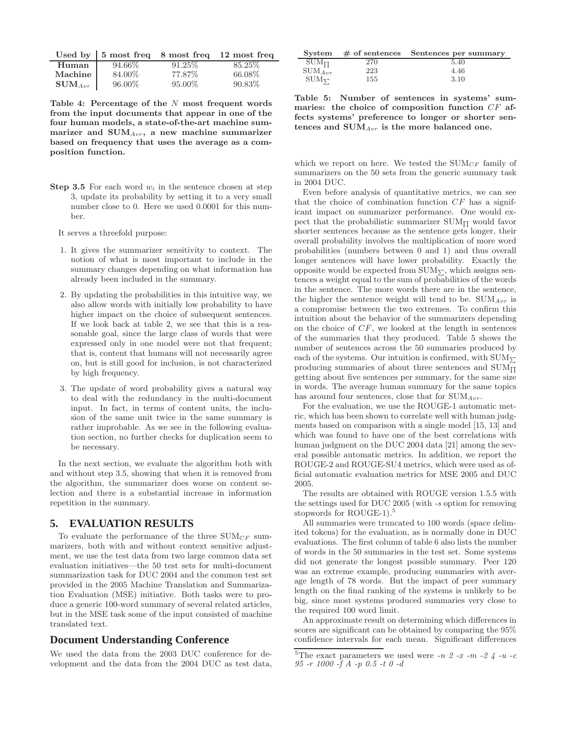| Used by | 5 most freq | 8 most freq | 12 most freq |
|---|---|---|---|
| **Human** | 94.66% | 91.25% | 85.25% |
| **Machine** | 84.00% | 77.87% | 66.08% |
| $\mathbf{SUM}_{Avr}$ | 96.00% | 95.00% | 90.83% |

**Table 4: Percentage of the $N$ most frequent words from the input documents that appear in one of the four human models, a state-of-the-art machine summarizer and $\mathbf{SUM}_{Avr}$, a new machine summarizer based on frequency that uses the average as a composition function.**

**Step 3.5** For each word $w_i$ in the sentence chosen at step 3, update its probability by setting it to a very small number close to 0. Here we used 0.0001 for this number.

It serves a threefold purpose:

1. It gives the summarizer sensitivity to context. The notion of what is most important to include in the summary changes depending on what information has already been included in the summary.
2. By updating the probabilities in this intuitive way, we also allow words with initially low probability to have higher impact on the choice of subsequent sentences. If we look back at table 2, we see that this is a reasonable goal, since the large class of words that were expressed only in one model were not that frequent; that is, content that humans will not necessarily agree on, but is still good for inclusion, is not characterized by high frequency.
3. The update of word probability gives a natural way to deal with the redundancy in the multi-document input. In fact, in terms of content units, the inclusion of the same unit twice in the same summary is rather improbable. As we see in the following evaluation section, no further checks for duplication seem to be necessary.

In the next section, we evaluate the algorithm both with and without step 3.5, showing that when it is removed from the algorithm, the summarizer does worse on content selection and there is a substantial increase in information repetition in the summary.

# 5. EVALUATION RESULTS

To evaluate the performance of the three $\text{SUM}_{CF}$ summarizers, both with and without context sensitive adjustment, we use the test data from two large common data set evaluation initiatives—the 50 test sets for multi-document summarization task for DUC 2004 and the common test set provided in the 2005 Machine Translation and Summarization Evaluation (MSE) initiative. Both tasks were to produce a generic 100-word summary of several related articles, but in the MSE task some of the input consisted of machine translated text.

## Document Understanding Conference

We used the data from the 2003 DUC conference for development and the data from the 2004 DUC as test data, which we report on here. We tested the $\text{SUM}_{CF}$ family of summarizers on the 50 sets from the generic summary task in 2004 DUC.

| System | # of sentences | Sentences per summary |
|---|---|---|
| $\text{SUM}_{\prod}$ | 270 | 5.40 |
| $\text{SUM}_{Avr}$ | 223 | 4.46 |
| $\text{SUM}_{\sum}$ | 155 | 3.10 |

**Table 5: Number of sentences in systems' summaries: the choice of composition function $CF$ affects systems' preference to longer or shorter sentences and $\mathbf{SUM}_{Avr}$ is the more balanced one.**

Even before analysis of quantitative metrics, we can see that the choice of combination function $CF$ has a significant impact on summarizer performance. One would expect that the probabilistic summarizer $\text{SUM}_{\prod}$ would favor shorter sentences because as the sentence gets longer, their overall probability involves the multiplication of more word probabilities (numbers between 0 and 1) and thus overall longer sentences will have lower probability. Exactly the opposite would be expected from $\text{SUM}_{\sum}$, which assigns sentences a weight equal to the sum of probabilities of the words in the sentence. The more words there are in the sentence, the higher the sentence weight will tend to be. $\text{SUM}_{Avr}$ is a compromise between the two extremes. To confirm this intuition about the behavior of the summarizers depending on the choice of $CF$, we looked at the length in sentences of the summaries that they produced. Table 5 shows the number of sentences across the 50 summaries produced by each of the systems. Our intuition is confirmed, with $\text{SUM}_{\sum}$ producing summaries of about three sentences and $\text{SUM}_{\prod}$ getting about five sentences per summary, for the same size in words. The average human summary for the same topics has around four sentences, close that for $\text{SUM}_{Avr}$.

For the evaluation, we use the ROUGE-1 automatic metric, which has been shown to correlate well with human judgments based on comparison with a single model [15, 13] and which was found to have one of the best correlations with human judgment on the DUC 2004 data [21] among the several possible automatic metrics. In addition, we report the ROUGE-2 and ROUGE-SU4 metrics, which were used as official automatic evaluation metrics for MSE 2005 and DUC 2005.

The results are obtained with ROUGE version 1.5.5 with the settings used for DUC 2005 (with *-s* option for removing stopwords for ROUGE-1).[5]

All summaries were truncated to 100 words (space delimited tokens) for the evaluation, as is normally done in DUC evaluations. The first column of table 6 also lists the number of words in the 50 summaries in the test set. Some systems did not generate the longest possible summary. Peer 120 was an extreme example, producing summaries with average length of 78 words. But the impact of peer summary length on the final ranking of the systems is unlikely to be big, since most systems produced summaries very close to the required 100 word limit.

An approximate result on determining which differences in scores are significant can be obtained by comparing the 95% confidence intervals for each mean. Significant differences

[5] The exact parameters we used were *-n 2 -x -m -2 4 -u -c 95 -r 1000 -f A -p 0.5 -t 0 -d*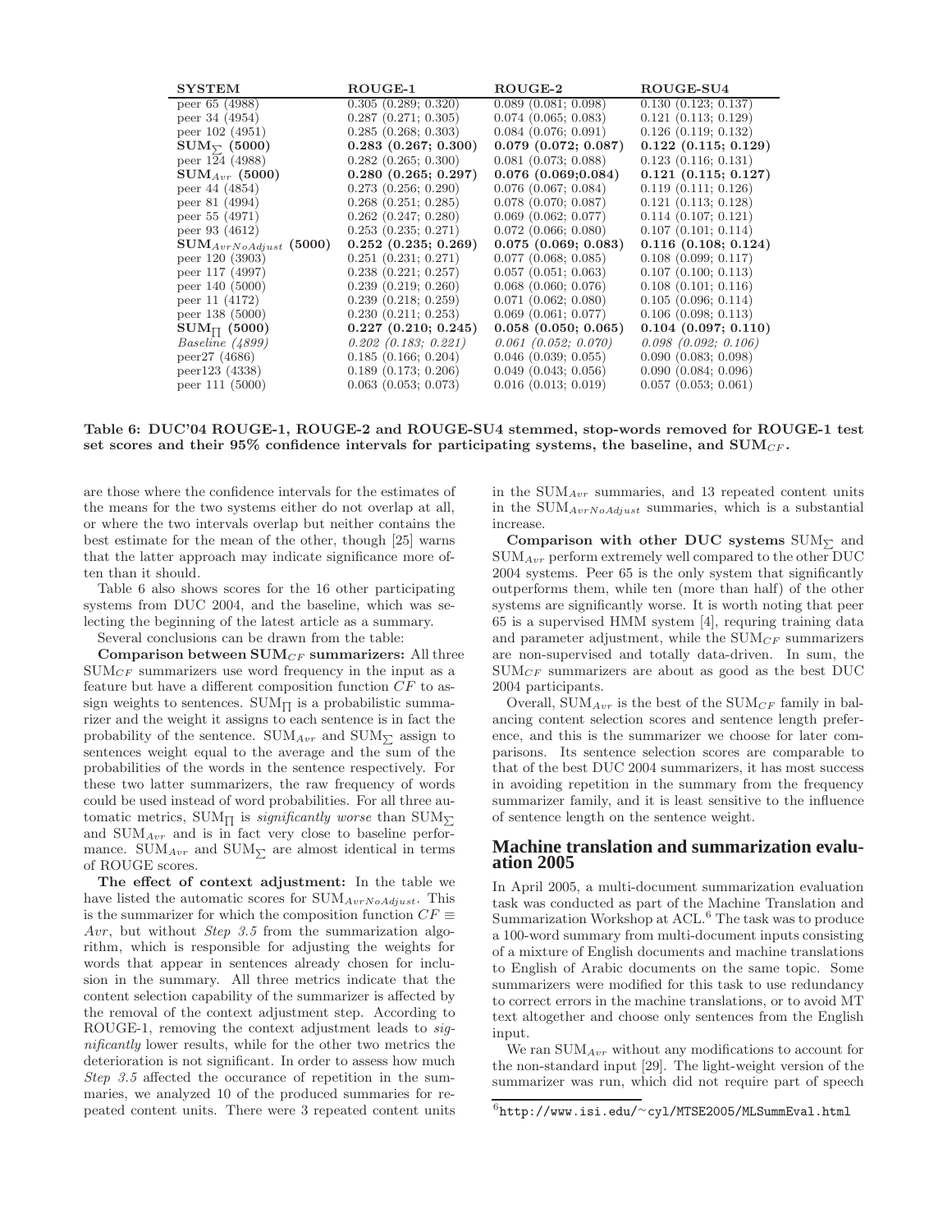| SYSTEM | ROUGE-1 | ROUGE-2 | ROUGE-SU4 |
|---|---|---|---|
| peer 65 (4988) | 0.305 (0.289; 0.320) | 0.089 (0.081; 0.098) | 0.130 (0.123; 0.137) |
| peer 34 (4954) | 0.287 (0.271; 0.305) | 0.074 (0.065; 0.083) | 0.121 (0.113; 0.129) |
| peer 102 (4951) | 0.285 (0.268; 0.303) | 0.084 (0.076; 0.091) | 0.126 (0.119; 0.132) |
| **$\mathbf{SUM}_{\sum}$ (5000)** | **0.283 (0.267; 0.300)** | **0.079 (0.072; 0.087)** | **0.122 (0.115; 0.129)** |
| peer 124 (4988) | 0.282 (0.265; 0.300) | 0.081 (0.073; 0.088) | 0.123 (0.116; 0.131) |
| **$\mathbf{SUM}_{Avr}$ (5000)** | **0.280 (0.265; 0.297)** | **0.076 (0.069;0.084)** | **0.121 (0.115; 0.127)** |
| peer 44 (4854) | 0.273 (0.256; 0.290) | 0.076 (0.067; 0.084) | 0.119 (0.111; 0.126) |
| peer 81 (4994) | 0.268 (0.251; 0.285) | 0.078 (0.070; 0.087) | 0.121 (0.113; 0.128) |
| peer 55 (4971) | 0.262 (0.247; 0.280) | 0.069 (0.062; 0.077) | 0.114 (0.107; 0.121) |
| peer 93 (4612) | 0.253 (0.235; 0.271) | 0.072 (0.066; 0.080) | 0.107 (0.101; 0.114) |
| **$\mathbf{SUM}_{AvrNoAdjust}$ (5000)** | **0.252 (0.235; 0.269)** | **0.075 (0.069; 0.083)** | **0.116 (0.108; 0.124)** |
| peer 120 (3903) | 0.251 (0.231; 0.271) | 0.077 (0.068; 0.085) | 0.108 (0.099; 0.117) |
| peer 117 (4997) | 0.238 (0.221; 0.257) | 0.057 (0.051; 0.063) | 0.107 (0.100; 0.113) |
| peer 140 (5000) | 0.239 (0.219; 0.260) | 0.068 (0.060; 0.076) | 0.108 (0.101; 0.116) |
| peer 11 (4172) | 0.239 (0.218; 0.259) | 0.071 (0.062; 0.080) | 0.105 (0.096; 0.114) |
| peer 138 (5000) | 0.230 (0.211; 0.253) | 0.069 (0.061; 0.077) | 0.106 (0.098; 0.113) |
| **$\mathbf{SUM}_{\prod}$ (5000)** | **0.227 (0.210; 0.245)** | **0.058 (0.050; 0.065)** | **0.104 (0.097; 0.110)** |
| *Baseline (4899)* | *0.202 (0.183; 0.221)* | *0.061 (0.052; 0.070)* | *0.098 (0.092; 0.106)* |
| peer27 (4686) | 0.185 (0.166; 0.204) | 0.046 (0.039; 0.055) | 0.090 (0.083; 0.098) |
| peer123 (4338) | 0.189 (0.173; 0.206) | 0.049 (0.043; 0.056) | 0.090 (0.084; 0.096) |
| peer 111 (5000) | 0.063 (0.053; 0.073) | 0.016 (0.013; 0.019) | 0.057 (0.053; 0.061) |

**Table 6: DUC'04 ROUGE-1, ROUGE-2 and ROUGE-SU4 stemmed, stop-words removed for ROUGE-1 test set scores and their 95% confidence intervals for participating systems, the baseline, and $\mathbf{SUM}_{CF}$.**

are those where the confidence intervals for the estimates of the means for the two systems either do not overlap at all, or where the two intervals overlap but neither contains the best estimate for the mean of the other, though [25] warns that the latter approach may indicate significance more often than it should.

Table 6 also shows scores for the 16 other participating systems from DUC 2004, and the baseline, which was selecting the beginning of the latest article as a summary.

Several conclusions can be drawn from the table:

**Comparison between $\mathbf{SUM}_{CF}$ summarizers:** All three $\text{SUM}_{CF}$ summarizers use word frequency in the input as a feature but have a different composition function $CF$ to assign weights to sentences. $\text{SUM}_{\prod}$ is a probabilistic summarizer and the weight it assigns to each sentence is in fact the probability of the sentence. $\text{SUM}_{Avr}$ and $\text{SUM}_{\sum}$ assign to sentences weight equal to the average and the sum of the probabilities of the words in the sentence respectively. For these two latter summarizers, the raw frequency of words could be used instead of word probabilities. For all three automatic metrics, $\text{SUM}_{\prod}$ is *significantly worse* than $\text{SUM}_{\sum}$ and $\text{SUM}_{Avr}$ and is in fact very close to baseline performance. $\text{SUM}_{Avr}$ and $\text{SUM}_{\sum}$ are almost identical in terms of ROUGE scores.

**The effect of context adjustment:** In the table we have listed the automatic scores for $\text{SUM}_{AvrNoAdjust}$. This is the summarizer for which the composition function $CF \equiv Avr$, but without *Step 3.5* from the summarization algorithm, which is responsible for adjusting the weights for words that appear in sentences already chosen for inclusion in the summary. All three metrics indicate that the content selection capability of the summarizer is affected by the removal of the context adjustment step. According to ROUGE-1, removing the context adjustment leads to *significantly* lower results, while for the other two metrics the deterioration is not significant. In order to assess how much *Step 3.5* affected the occurance of repetition in the summaries, we analyzed 10 of the produced summaries for repeated content units. There were 3 repeated content units in the $\text{SUM}_{Avr}$ summaries, and 13 repeated content units in the $\text{SUM}_{AvrNoAdjust}$ summaries, which is a substantial increase.

**Comparison with other DUC systems** $\text{SUM}_{\sum}$ and $\text{SUM}_{Avr}$ perform extremely well compared to the other DUC 2004 systems. Peer 65 is the only system that significantly outperforms them, while ten (more than half) of the other systems are significantly worse. It is worth noting that peer 65 is a supervised HMM system [4], requring training data and parameter adjustment, while the $\text{SUM}_{CF}$ summarizers are non-supervised and totally data-driven. In sum, the $\text{SUM}_{CF}$ summarizers are about as good as the best DUC 2004 participants.

Overall, $\text{SUM}_{Avr}$ is the best of the $\text{SUM}_{CF}$ family in balancing content selection scores and sentence length preference, and this is the summarizer we choose for later comparisons. Its sentence selection scores are comparable to that of the best DUC 2004 summarizers, it has most success in avoiding repetition in the summary from the frequency summarizer family, and it is least sensitive to the influence of sentence length on the sentence weight.

## Machine translation and summarization evaluation 2005

In April 2005, a multi-document summarization evaluation task was conducted as part of the Machine Translation and Summarization Workshop at ACL.[6] The task was to produce a 100-word summary from multi-document inputs consisting of a mixture of English documents and machine translations to English of Arabic documents on the same topic. Some summarizers were modified for this task to use redundancy to correct errors in the machine translations, or to avoid MT text altogether and choose only sentences from the English input.

We ran $\text{SUM}_{Avr}$ without any modifications to account for the non-standard input [29]. The light-weight version of the summarizer was run, which did not require part of speech

[6] http://www.isi.edu/~cyl/MTSE2005/MLSummEval.html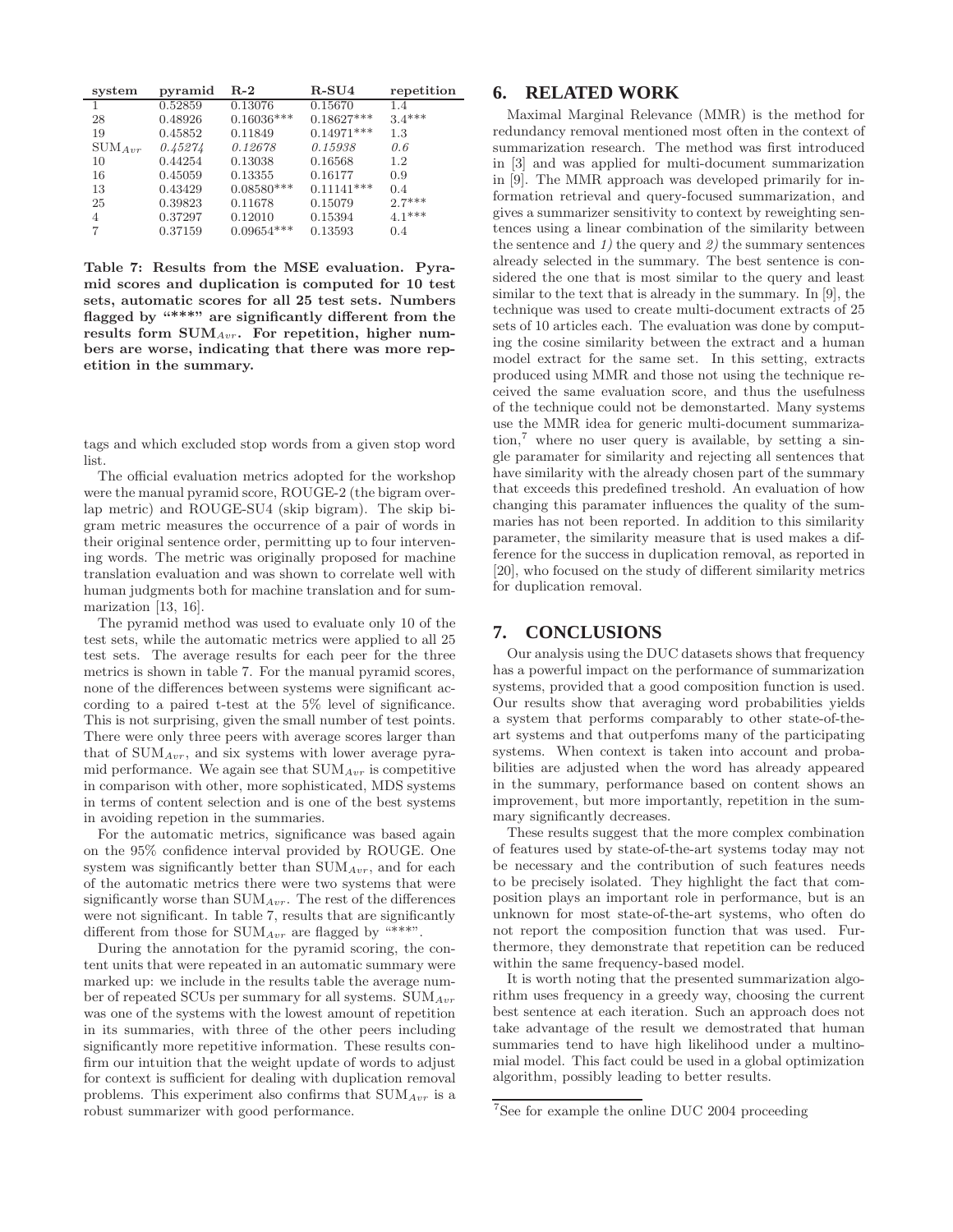| system | pyramid | R-2 | R-SU4 | repetition |
|---|---|---|---|---|
| 1 | 0.52859 | 0.13076 | 0.15670 | 1.4 |
| 28 | 0.48926 | 0.16036*** | 0.18627*** | 3.4*** |
| 19 | 0.45852 | 0.11849 | 0.14971*** | 1.3 |
| $SUM_{Avr}$ | *0.45274* | *0.12678* | *0.15938* | *0.6* |
| 10 | 0.44254 | 0.13038 | 0.16568 | 1.2 |
| 16 | 0.45059 | 0.13355 | 0.16177 | 0.9 |
| 13 | 0.43429 | 0.08580*** | 0.11141*** | 0.4 |
| 25 | 0.39823 | 0.11678 | 0.15079 | 2.7*** |
| 4 | 0.37297 | 0.12010 | 0.15394 | 4.1*** |
| 7 | 0.37159 | 0.09654*** | 0.13593 | 0.4 |

**Table 7: Results from the MSE evaluation. Pyramid scores and duplication is computed for 10 test sets, automatic scores for all 25 test sets. Numbers flagged by "***" are significantly different from the results form $SUM_{Avr}$. For repetition, higher numbers are worse, indicating that there was more repetition in the summary.**

tags and which excluded stop words from a given stop word list.

The official evaluation metrics adopted for the workshop were the manual pyramid score, ROUGE-2 (the bigram overlap metric) and ROUGE-SU4 (skip bigram). The skip bigram metric measures the occurrence of a pair of words in their original sentence order, permitting up to four intervening words. The metric was originally proposed for machine translation evaluation and was shown to correlate well with human judgments both for machine translation and for summarization [13, 16].

The pyramid method was used to evaluate only 10 of the test sets, while the automatic metrics were applied to all 25 test sets. The average results for each peer for the three metrics is shown in table 7. For the manual pyramid scores, none of the differences between systems were significant according to a paired t-test at the 5% level of significance. This is not surprising, given the small number of test points. There were only three peers with average scores larger than that of $SUM_{Avr}$, and six systems with lower average pyramid performance. We again see that $SUM_{Avr}$ is competitive in comparison with other, more sophisticated, MDS systems in terms of content selection and is one of the best systems in avoiding repetion in the summaries.

For the automatic metrics, significance was based again on the 95% confidence interval provided by ROUGE. One system was significantly better than $SUM_{Avr}$, and for each of the automatic metrics there were two systems that were significantly worse than $SUM_{Avr}$. The rest of the differences were not significant. In table 7, results that are significantly different from those for $SUM_{Avr}$ are flagged by "***".

During the annotation for the pyramid scoring, the content units that were repeated in an automatic summary were marked up: we include in the results table the average number of repeated SCUs per summary for all systems. $SUM_{Avr}$ was one of the systems with the lowest amount of repetition in its summaries, with three of the other peers including significantly more repetitive information. These results confirm our intuition that the weight update of words to adjust for context is sufficient for dealing with duplication removal problems. This experiment also confirms that $SUM_{Avr}$ is a robust summarizer with good performance.

## 6. RELATED WORK

Maximal Marginal Relevance (MMR) is the method for redundancy removal mentioned most often in the context of summarization research. The method was first introduced in [3] and was applied for multi-document summarization in [9]. The MMR approach was developed primarily for information retrieval and query-focused summarization, and gives a summarizer sensitivity to context by reweighting sentences using a linear combination of the similarity between the sentence and *1)* the query and *2)* the summary sentences already selected in the summary. The best sentence is considered the one that is most similar to the query and least similar to the text that is already in the summary. In [9], the technique was used to create multi-document extracts of 25 sets of 10 articles each. The evaluation was done by computing the cosine similarity between the extract and a human model extract for the same set. In this setting, extracts produced using MMR and those not using the technique received the same evaluation score, and thus the usefulness of the technique could not be demonstarted. Many systems use the MMR idea for generic multi-document summarization,[7] where no user query is available, by setting a single paramater for similarity and rejecting all sentences that have similarity with the already chosen part of the summary that exceeds this predefined treshold. An evaluation of how changing this paramater influences the quality of the summaries has not been reported. In addition to this similarity parameter, the similarity measure that is used makes a difference for the success in duplication removal, as reported in [20], who focused on the study of different similarity metrics for duplication removal.

## 7. CONCLUSIONS

Our analysis using the DUC datasets shows that frequency has a powerful impact on the performance of summarization systems, provided that a good composition function is used. Our results show that averaging word probabilities yields a system that performs comparably to other state-of-the-art systems and that outperfoms many of the participating systems. When context is taken into account and probabilities are adjusted when the word has already appeared in the summary, performance based on content shows an improvement, but more importantly, repetition in the summary significantly decreases.

These results suggest that the more complex combination of features used by state-of-the-art systems today may not be necessary and the contribution of such features needs to be precisely isolated. They highlight the fact that composition plays an important role in performance, but is an unknown for most state-of-the-art systems, who often do not report the composition function that was used. Furthermore, they demonstrate that repetition can be reduced within the same frequency-based model.

It is worth noting that the presented summarization algorithm uses frequency in a greedy way, choosing the current best sentence at each iteration. Such an approach does not take advantage of the result we demostrated that human summaries tend to have high likelihood under a multinomial model. This fact could be used in a global optimization algorithm, possibly leading to better results.

[7] See for example the online DUC 2004 proceeding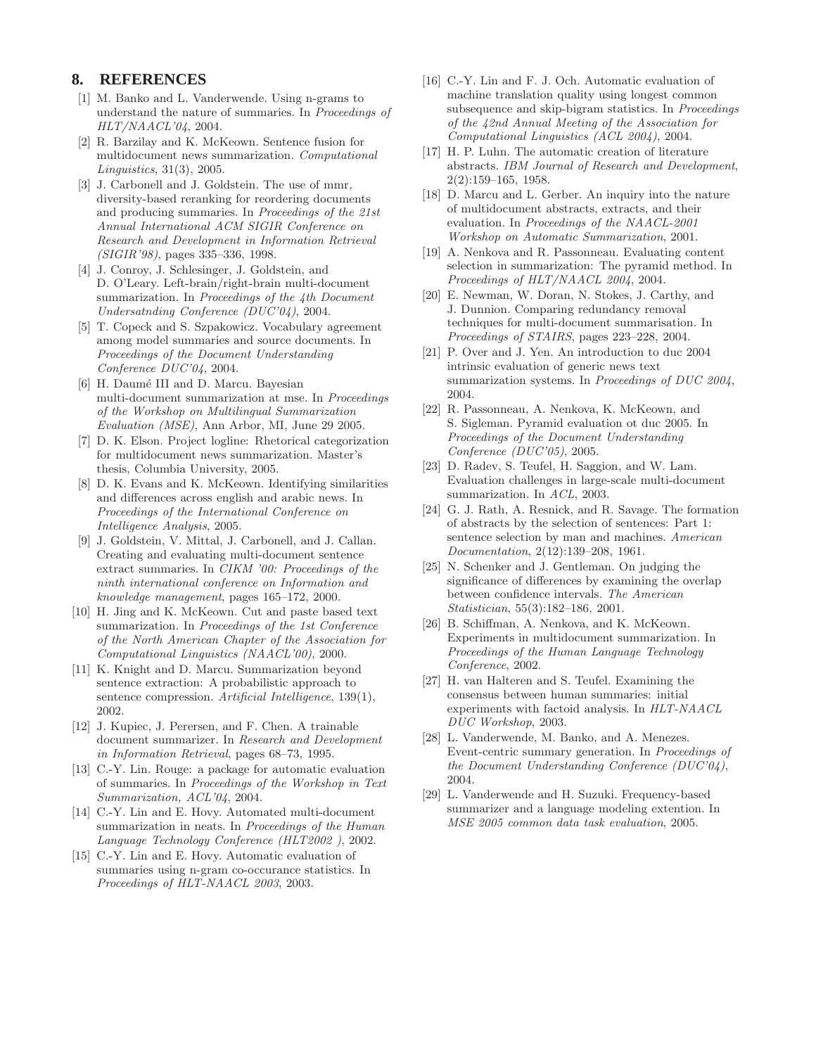## 8. REFERENCES

[1] M. Banko and L. Vanderwende. Using n-grams to understand the nature of summaries. In *Proceedings of HLT/NAACL'04*, 2004.

[2] R. Barzilay and K. McKeown. Sentence fusion for multidocument news summarization. *Computational Linguistics*, 31(3), 2005.

[3] J. Carbonell and J. Goldstein. The use of mmr, diversity-based reranking for reordering documents and producing summaries. In *Proceedings of the 21st Annual International ACM SIGIR Conference on Research and Development in Information Retrieval (SIGIR'98)*, pages 335–336, 1998.

[4] J. Conroy, J. Schlesinger, J. Goldstein, and D. O'Leary. Left-brain/right-brain multi-document summarization. In *Proceedings of the 4th Document Undersatnding Conference (DUC'04)*, 2004.

[5] T. Copeck and S. Szpakowicz. Vocabulary agreement among model summaries and source documents. In *Proceedings of the Document Understanding Conference DUC'04*, 2004.

[6] H. Daumé III and D. Marcu. Bayesian multi-document summarization at mse. In *Proceedings of the Workshop on Multilingual Summarization Evaluation (MSE)*, Ann Arbor, MI, June 29 2005.

[7] D. K. Elson. Project logline: Rhetorical categorization for multidocument news summarization. Master's thesis, Columbia University, 2005.

[8] D. K. Evans and K. McKeown. Identifying similarities and differences across english and arabic news. In *Proceedings of the International Conference on Intelligence Analysis*, 2005.

[9] J. Goldstein, V. Mittal, J. Carbonell, and J. Callan. Creating and evaluating multi-document sentence extract summaries. In *CIKM '00: Proceedings of the ninth international conference on Information and knowledge management*, pages 165–172, 2000.

[10] H. Jing and K. McKeown. Cut and paste based text summarization. In *Proceedings of the 1st Conference of the North American Chapter of the Association for Computational Linguistics (NAACL'00)*, 2000.

[11] K. Knight and D. Marcu. Summarization beyond sentence extraction: A probabilistic approach to sentence compression. *Artificial Intelligence*, 139(1), 2002.

[12] J. Kupiec, J. Perersen, and F. Chen. A trainable document summarizer. In *Research and Development in Information Retrieval*, pages 68–73, 1995.

[13] C.-Y. Lin. Rouge: a package for automatic evaluation of summaries. In *Proceedings of the Workshop in Text Summarization, ACL'04*, 2004.

[14] C.-Y. Lin and E. Hovy. Automated multi-document summarization in neats. In *Proceedings of the Human Language Technology Conference (HLT2002 )*, 2002.

[15] C.-Y. Lin and E. Hovy. Automatic evaluation of summaries using n-gram co-occurance statistics. In *Proceedings of HLT-NAACL 2003*, 2003.

[16] C.-Y. Lin and F. J. Och. Automatic evaluation of machine translation quality using longest common subsequence and skip-bigram statistics. In *Proceedings of the 42nd Annual Meeting of the Association for Computational Linguistics (ACL 2004)*, 2004.

[17] H. P. Luhn. The automatic creation of literature abstracts. *IBM Journal of Research and Development*, 2(2):159–165, 1958.

[18] D. Marcu and L. Gerber. An inquiry into the nature of multidocument abstracts, extracts, and their evaluation. In *Proceedings of the NAACL-2001 Workshop on Automatic Summarization*, 2001.

[19] A. Nenkova and R. Passonneau. Evaluating content selection in summarization: The pyramid method. In *Proceedings of HLT/NAACL 2004*, 2004.

[20] E. Newman, W. Doran, N. Stokes, J. Carthy, and J. Dunnion. Comparing redundancy removal techniques for multi-document summarisation. In *Proceedings of STAIRS*, pages 223–228, 2004.

[21] P. Over and J. Yen. An introduction to duc 2004 intrinsic evaluation of generic news text summarization systems. In *Proceedings of DUC 2004*, 2004.

[22] R. Passonneau, A. Nenkova, K. McKeown, and S. Sigleman. Pyramid evaluation ot duc 2005. In *Proceedings of the Document Understanding Conference (DUC'05)*, 2005.

[23] D. Radev, S. Teufel, H. Saggion, and W. Lam. Evaluation challenges in large-scale multi-document summarization. In *ACL*, 2003.

[24] G. J. Rath, A. Resnick, and R. Savage. The formation of abstracts by the selection of sentences: Part 1: sentence selection by man and machines. *American Documentation*, 2(12):139–208, 1961.

[25] N. Schenker and J. Gentleman. On judging the significance of differences by examining the overlap between confidence intervals. *The American Statistician*, 55(3):182–186, 2001.

[26] B. Schiffman, A. Nenkova, and K. McKeown. Experiments in multidocument summarization. In *Proceedings of the Human Language Technology Conference*, 2002.

[27] H. van Halteren and S. Teufel. Examining the consensus between human summaries: initial experiments with factoid analysis. In *HLT-NAACL DUC Workshop*, 2003.

[28] L. Vanderwende, M. Banko, and A. Menezes. Event-centric summary generation. In *Proceedings of the Document Understanding Conference (DUC'04)*, 2004.

[29] L. Vanderwende and H. Suzuki. Frequency-based summarizer and a language modeling extention. In *MSE 2005 common data task evaluation*, 2005.